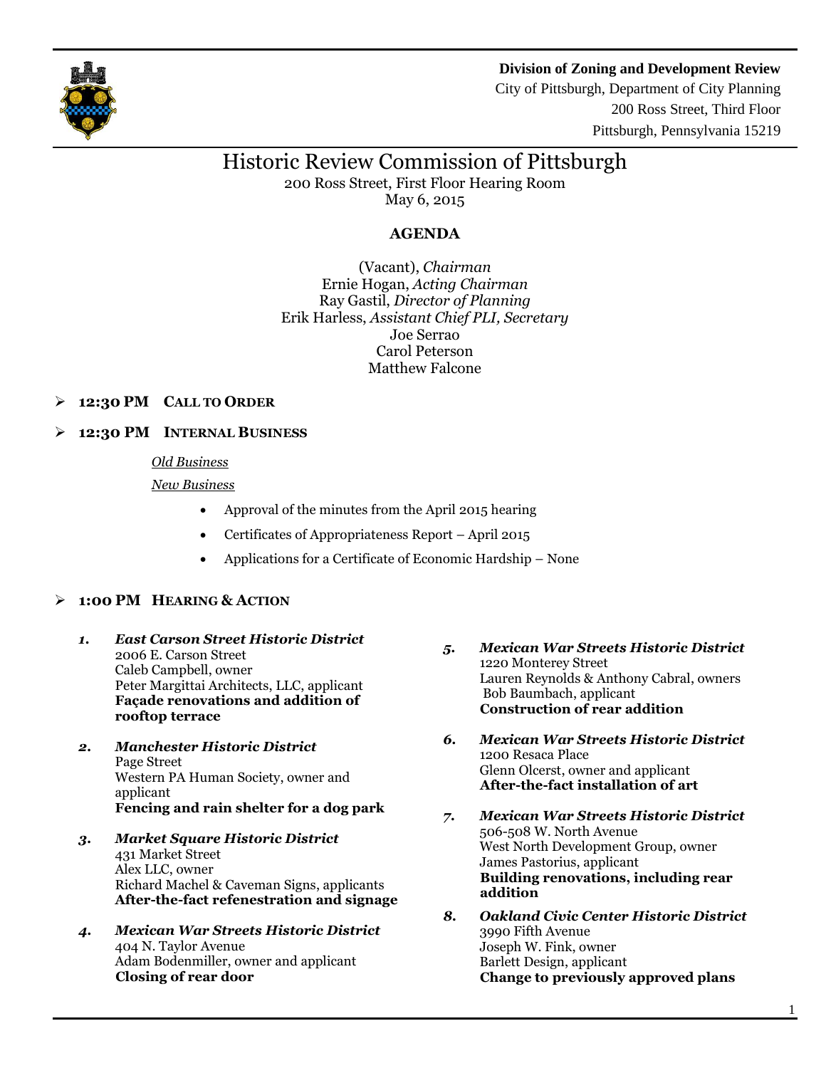**Division of Zoning and Development Review**
City of Pittsburgh, Department of City Planning
200 Ross Street, Third Floor
Pittsburgh, Pennsylvania 15219

# Historic Review Commission of Pittsburgh

200 Ross Street, First Floor Hearing Room
May 6, 2015

## AGENDA

(Vacant), *Chairman*
Ernie Hogan, *Acting Chairman*
Ray Gastil, *Director of Planning*
Erik Harless, *Assistant Chief PLI, Secretary*
Joe Serrao
Carol Peterson
Matthew Falcone

- **12:30 PM CALL TO ORDER**
- **12:30 PM INTERNAL BUSINESS**

  Old Business

  New Business

  - Approval of the minutes from the April 2015 hearing
  - Certificates of Appropriateness Report – April 2015
  - Applications for a Certificate of Economic Hardship – None

- **1:00 PM HEARING & ACTION**

1. ***East Carson Street Historic District***
   2006 E. Carson Street
   Caleb Campbell, owner
   Peter Margittai Architects, LLC, applicant
   **Façade renovations and addition of rooftop terrace**

2. ***Manchester Historic District***
   Page Street
   Western PA Human Society, owner and applicant
   **Fencing and rain shelter for a dog park**

3. ***Market Square Historic District***
   431 Market Street
   Alex LLC, owner
   Richard Machel & Caveman Signs, applicants
   **After-the-fact refenestration and signage**

4. ***Mexican War Streets Historic District***
   404 N. Taylor Avenue
   Adam Bodenmiller, owner and applicant
   **Closing of rear door**

5. ***Mexican War Streets Historic District***
   1220 Monterey Street
   Lauren Reynolds & Anthony Cabral, owners
   Bob Baumbach, applicant
   **Construction of rear addition**

6. ***Mexican War Streets Historic District***
   1200 Resaca Place
   Glenn Olcerst, owner and applicant
   **After-the-fact installation of art**

7. ***Mexican War Streets Historic District***
   506-508 W. North Avenue
   West North Development Group, owner
   James Pastorius, applicant
   **Building renovations, including rear addition**

8. ***Oakland Civic Center Historic District***
   3990 Fifth Avenue
   Joseph W. Fink, owner
   Barlett Design, applicant
   **Change to previously approved plans**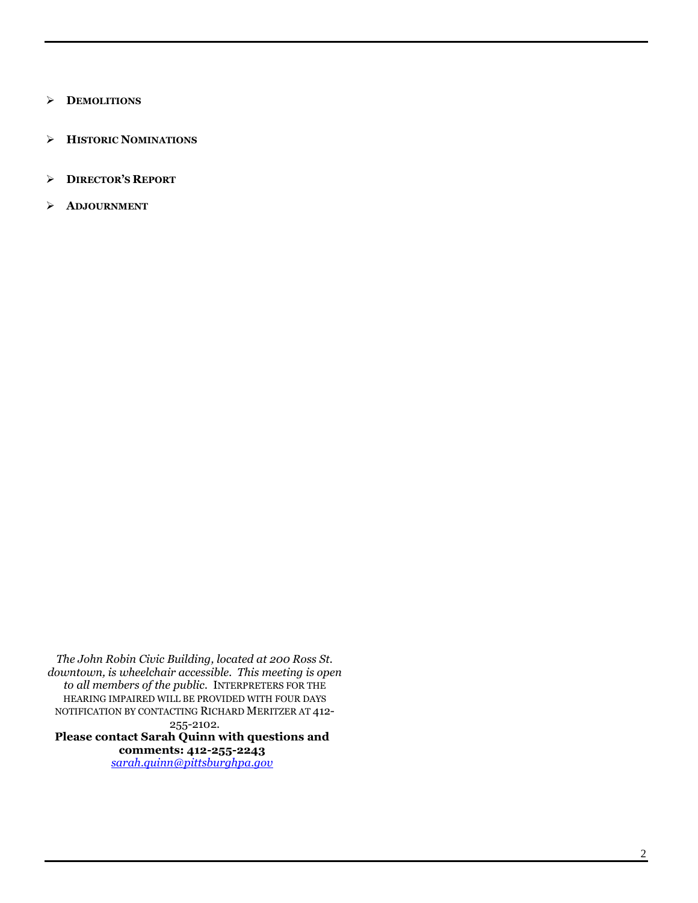- **DEMOLITIONS**

- **HISTORIC NOMINATIONS**

- **DIRECTOR'S REPORT**

- **ADJOURNMENT**

*The John Robin Civic Building, located at 200 Ross St. downtown, is wheelchair accessible. This meeting is open to all members of the public.* INTERPRETERS FOR THE HEARING IMPAIRED WILL BE PROVIDED WITH FOUR DAYS NOTIFICATION BY CONTACTING RICHARD MERITZER AT 412-255-2102.

**Please contact Sarah Quinn with questions and comments: 412-255-2243**

*sarah.quinn@pittsburghpa.gov*